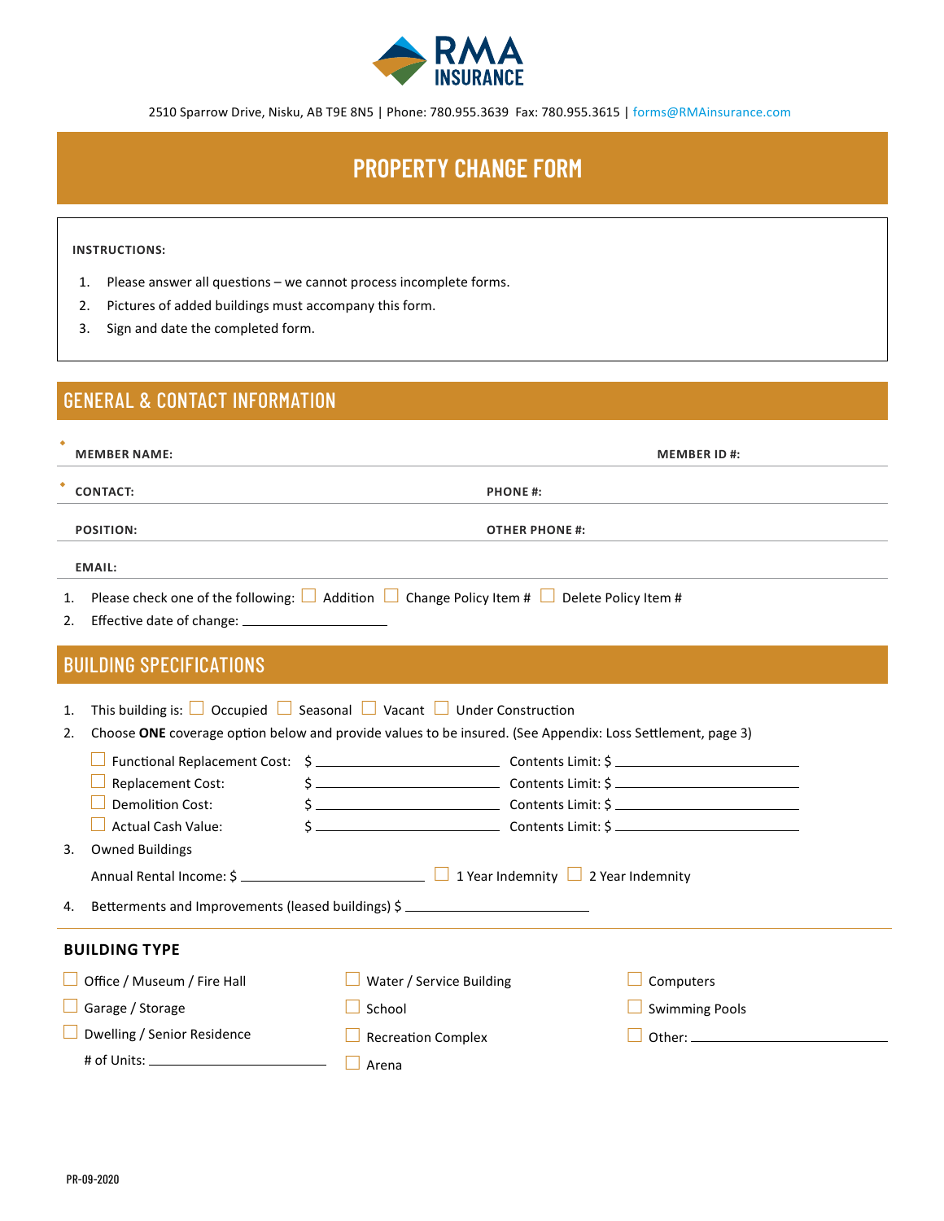RMA INSURANCE

2510 Sparrow Drive, Nisku, AB T9E 8N5 | Phone: 780.955.3639 Fax: 780.955.3615 | forms@RMAinsurance.com

# PROPERTY CHANGE FORM

**INSTRUCTIONS:**

1. Please answer all questions – we cannot process incomplete forms.
2. Pictures of added buildings must accompany this form.
3. Sign and date the completed form.

## GENERAL & CONTACT INFORMATION

**MEMBER NAME:** **MEMBER ID #:**

**CONTACT:** **PHONE #:**

**POSITION:** **OTHER PHONE #:**

**EMAIL:**

1. Please check one of the following: ☐ Addition ☐ Change Policy Item # ☐ Delete Policy Item #
2. Effective date of change: ____________________

## BUILDING SPECIFICATIONS

1. This building is: ☐ Occupied ☐ Seasonal ☐ Vacant ☐ Under Construction
2. Choose **ONE** coverage option below and provide values to be insured. (See Appendix: Loss Settlement, page 3)

   ☐ Functional Replacement Cost: $ ____________________ Contents Limit: $ ____________________
   ☐ Replacement Cost: $ ____________________ Contents Limit: $ ____________________
   ☐ Demolition Cost: $ ____________________ Contents Limit: $ ____________________
   ☐ Actual Cash Value: $ ____________________ Contents Limit: $ ____________________

3. Owned Buildings

   Annual Rental Income: $ ____________________ ☐ 1 Year Indemnity ☐ 2 Year Indemnity

4. Betterments and Improvements (leased buildings) $ ____________________

### BUILDING TYPE

☐ Office / Museum / Fire Hall
☐ Garage / Storage
☐ Dwelling / Senior Residence
  # of Units: ____________________
☐ Water / Service Building
☐ School
☐ Recreation Complex
☐ Arena
☐ Computers
☐ Swimming Pools
☐ Other: ____________________

PR-09-2020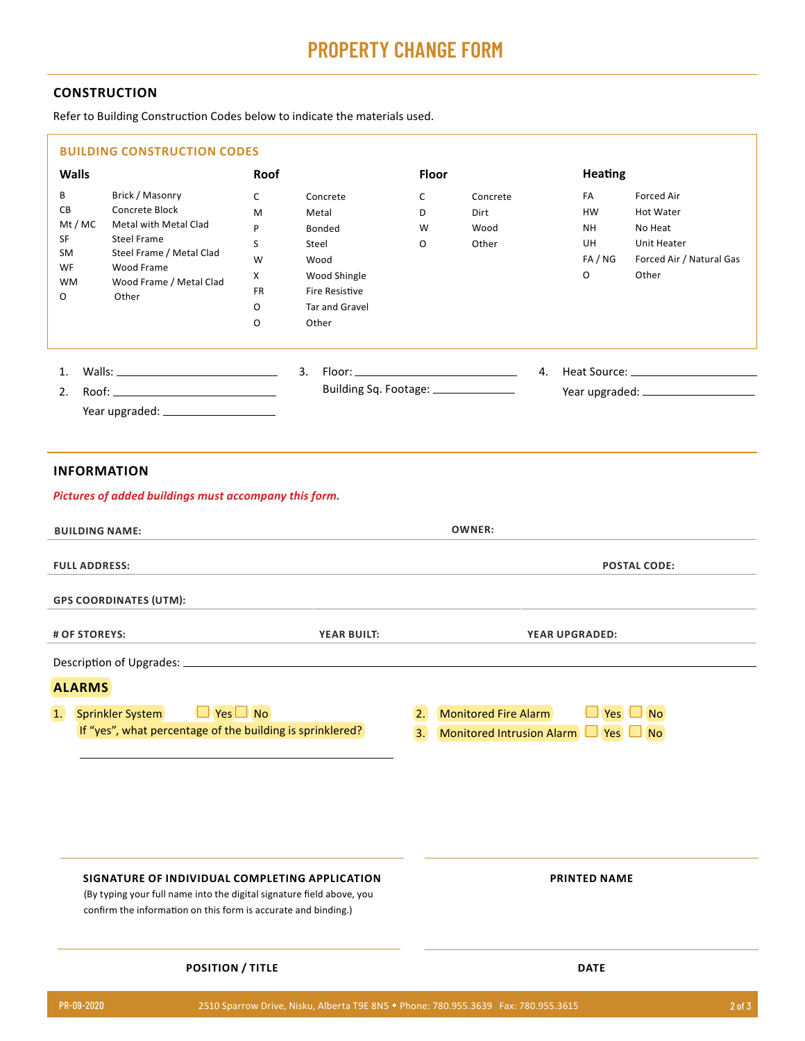# PROPERTY CHANGE FORM

## CONSTRUCTION

Refer to Building Construction Codes below to indicate the materials used.

### BUILDING CONSTRUCTION CODES

**Walls**

| Code | Material |
|---|---|
| B | Brick / Masonry |
| CB | Concrete Block |
| Mt / MC | Metal with Metal Clad |
| SF | Steel Frame |
| SM | Steel Frame / Metal Clad |
| WF | Wood Frame |
| WM | Wood Frame / Metal Clad |
| O | Other |

**Roof**

| Code | Material |
|---|---|
| C | Concrete |
| M | Metal |
| P | Bonded |
| S | Steel |
| W | Wood |
| X | Wood Shingle |
| FR | Fire Resistive |
| O | Tar and Gravel |
| O | Other |

**Floor**

| Code | Material |
|---|---|
| C | Concrete |
| D | Dirt |
| W | Wood |
| O | Other |

**Heating**

| Code | Type |
|---|---|
| FA | Forced Air |
| HW | Hot Water |
| NH | No Heat |
| UH | Unit Heater |
| FA / NG | Forced Air / Natural Gas |
| O | Other |

1. Walls: ______________
2. Roof: ______________
   Year upgraded: ______________
3. Floor: ______________
   Building Sq. Footage: ______________
4. Heat Source: ______________
   Year upgraded: ______________

## INFORMATION

*Pictures of added buildings must accompany this form.*

**BUILDING NAME:** ______________ **OWNER:** ______________

**FULL ADDRESS:** ______________ **POSTAL CODE:** ______________

**GPS COORDINATES (UTM):** ______________

**# OF STOREYS:** ______________ **YEAR BUILT:** ______________ **YEAR UPGRADED:** ______________

Description of Upgrades: ______________

## ALARMS

1. Sprinkler System ☐ Yes ☐ No
   If "yes", what percentage of the building is sprinklered?
   ______________
2. Monitored Fire Alarm ☐ Yes ☐ No
3. Monitored Intrusion Alarm ☐ Yes ☐ No

______________
**SIGNATURE OF INDIVIDUAL COMPLETING APPLICATION**
(By typing your full name into the digital signature field above, you confirm the information on this form is accurate and binding.)

______________
**PRINTED NAME**

______________
**POSITION / TITLE**

______________
**DATE**

PR-09-2020 2510 Sparrow Drive, Nisku, Alberta T9E 8N5 ◆ Phone: 780.955.3639 Fax: 780.955.3615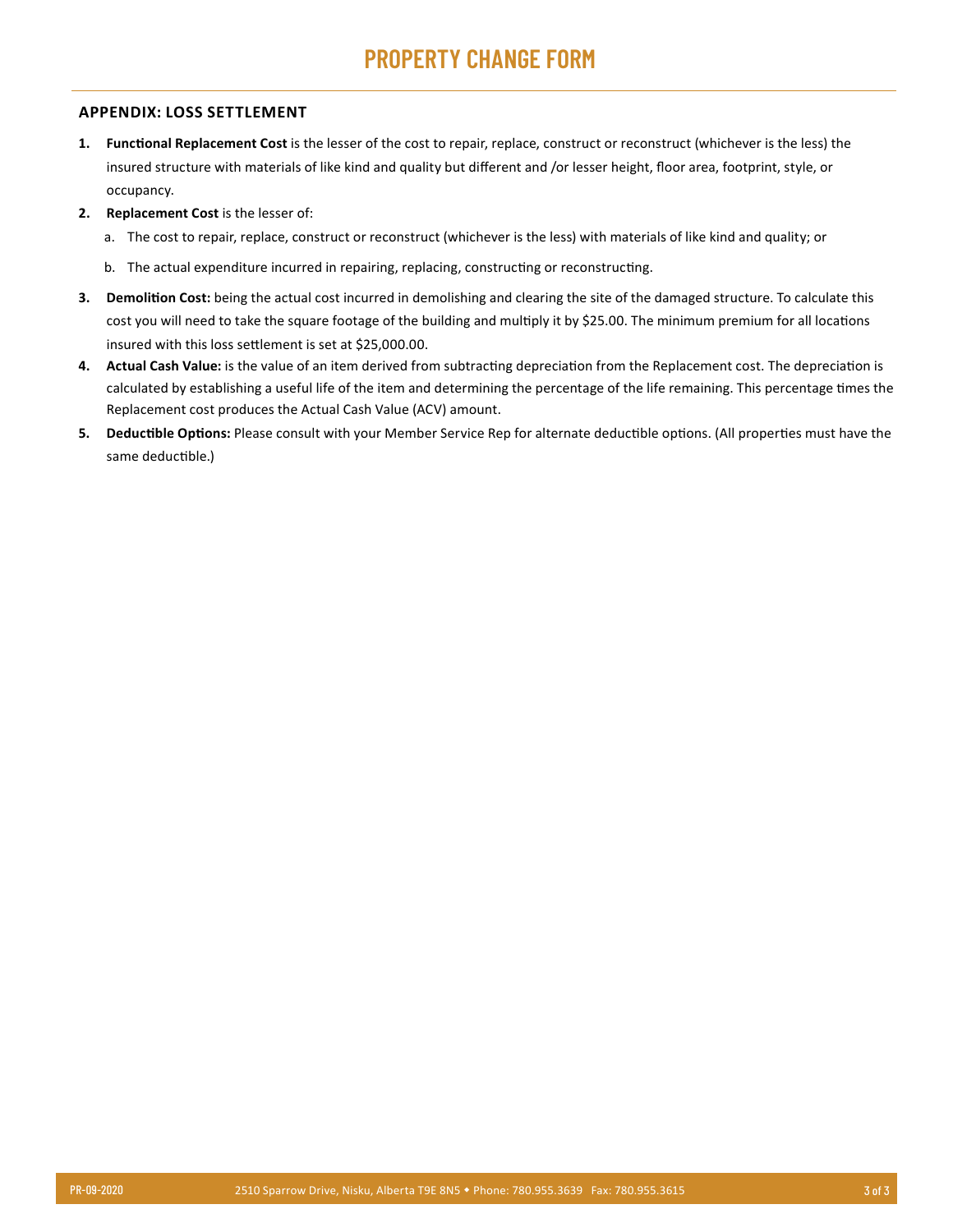# PROPERTY CHANGE FORM

## APPENDIX: LOSS SETTLEMENT

1. **Functional Replacement Cost** is the lesser of the cost to repair, replace, construct or reconstruct (whichever is the less) the insured structure with materials of like kind and quality but different and /or lesser height, floor area, footprint, style, or occupancy.
2. **Replacement Cost** is the lesser of:
   a. The cost to repair, replace, construct or reconstruct (whichever is the less) with materials of like kind and quality; or
   b. The actual expenditure incurred in repairing, replacing, constructing or reconstructing.
3. **Demolition Cost:** being the actual cost incurred in demolishing and clearing the site of the damaged structure. To calculate this cost you will need to take the square footage of the building and multiply it by $25.00. The minimum premium for all locations insured with this loss settlement is set at $25,000.00.
4. **Actual Cash Value:** is the value of an item derived from subtracting depreciation from the Replacement cost. The depreciation is calculated by establishing a useful life of the item and determining the percentage of the life remaining. This percentage times the Replacement cost produces the Actual Cash Value (ACV) amount.
5. **Deductible Options:** Please consult with your Member Service Rep for alternate deductible options. (All properties must have the same deductible.)